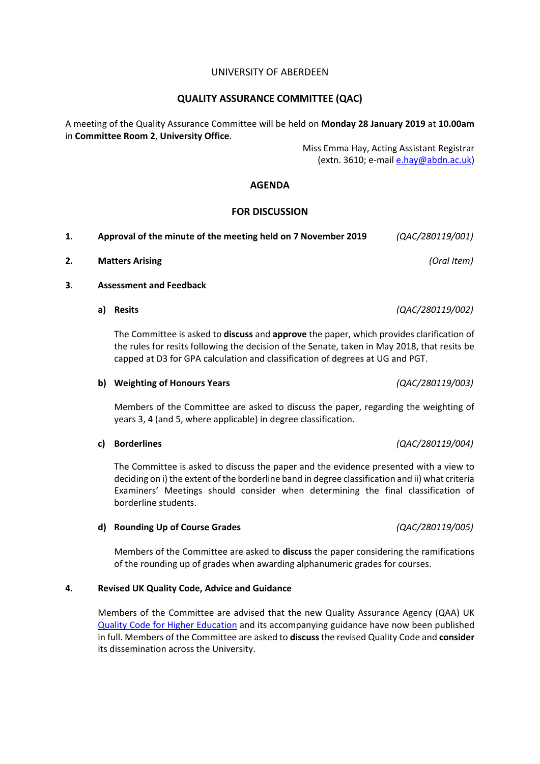UNIVERSITY OF ABERDEEN

## QUALITY ASSURANCE COMMITTEE (QAC)

A meeting of the Quality Assurance Committee will be held on **Monday 28 January 2019** at **10.00am** in **Committee Room 2**, **University Office**.

Miss Emma Hay, Acting Assistant Registrar
(extn. 3610; e-mail e.hay@abdn.ac.uk)

## AGENDA

### FOR DISCUSSION

**1. Approval of the minute of the meeting held on 7 November 2019** *(QAC/280119/001)*

**2. Matters Arising** *(Oral Item)*

**3. Assessment and Feedback**

**a) Resits** *(QAC/280119/002)*

The Committee is asked to **discuss** and **approve** the paper, which provides clarification of the rules for resits following the decision of the Senate, taken in May 2018, that resits be capped at D3 for GPA calculation and classification of degrees at UG and PGT.

**b) Weighting of Honours Years** *(QAC/280119/003)*

Members of the Committee are asked to discuss the paper, regarding the weighting of years 3, 4 (and 5, where applicable) in degree classification.

**c) Borderlines** *(QAC/280119/004)*

The Committee is asked to discuss the paper and the evidence presented with a view to deciding on i) the extent of the borderline band in degree classification and ii) what criteria Examiners' Meetings should consider when determining the final classification of borderline students.

**d) Rounding Up of Course Grades** *(QAC/280119/005)*

Members of the Committee are asked to **discuss** the paper considering the ramifications of the rounding up of grades when awarding alphanumeric grades for courses.

**4. Revised UK Quality Code, Advice and Guidance**

Members of the Committee are advised that the new Quality Assurance Agency (QAA) UK Quality Code for Higher Education and its accompanying guidance have now been published in full. Members of the Committee are asked to **discuss** the revised Quality Code and **consider** its dissemination across the University.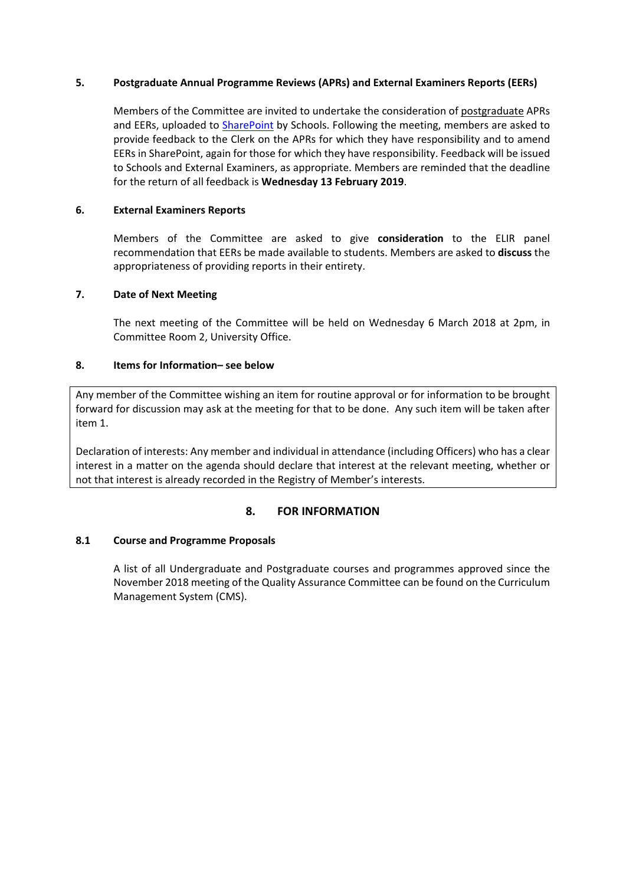### 5. Postgraduate Annual Programme Reviews (APRs) and External Examiners Reports (EERs)

Members of the Committee are invited to undertake the consideration of postgraduate APRs and EERs, uploaded to SharePoint by Schools. Following the meeting, members are asked to provide feedback to the Clerk on the APRs for which they have responsibility and to amend EERs in SharePoint, again for those for which they have responsibility. Feedback will be issued to Schools and External Examiners, as appropriate. Members are reminded that the deadline for the return of all feedback is **Wednesday 13 February 2019**.

### 6. External Examiners Reports

Members of the Committee are asked to give **consideration** to the ELIR panel recommendation that EERs be made available to students. Members are asked to **discuss** the appropriateness of providing reports in their entirety.

### 7. Date of Next Meeting

The next meeting of the Committee will be held on Wednesday 6 March 2018 at 2pm, in Committee Room 2, University Office.

### 8. Items for Information– see below

Any member of the Committee wishing an item for routine approval or for information to be brought forward for discussion may ask at the meeting for that to be done. Any such item will be taken after item 1.

Declaration of interests: Any member and individual in attendance (including Officers) who has a clear interest in a matter on the agenda should declare that interest at the relevant meeting, whether or not that interest is already recorded in the Registry of Member's interests.

## 8. FOR INFORMATION

### 8.1 Course and Programme Proposals

A list of all Undergraduate and Postgraduate courses and programmes approved since the November 2018 meeting of the Quality Assurance Committee can be found on the Curriculum Management System (CMS).